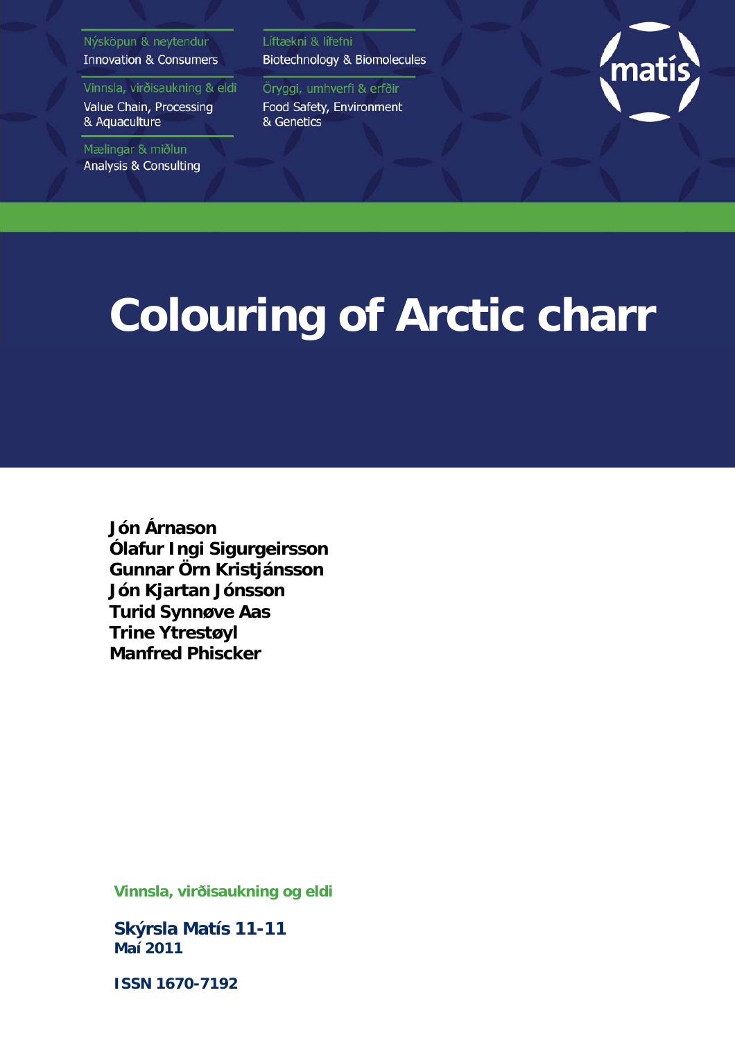Nýsköpun & neytendur
Innovation & Consumers

Vinnsla, virðisaukning & eldi
Value Chain, Processing & Aquaculture

Mælingar & miðlun
Analysis & Consulting

Líftækni & lífefni
Biotechnology & Biomolecules

Öryggi, umhverfi & erfðir
Food Safety, Environment & Genetics

matís

# Colouring of Arctic charr

**Jón Árnason**
**Ólafur Ingi Sigurgeirsson**
**Gunnar Örn Kristjánsson**
**Jón Kjartan Jónsson**
**Turid Synnøve Aas**
**Trine Ytrestøyl**
**Manfred Phiscker**

**Vinnsla, virðisaukning og eldi**

**Skýrsla Matís 11-11**
**Maí 2011**

**ISSN 1670-7192**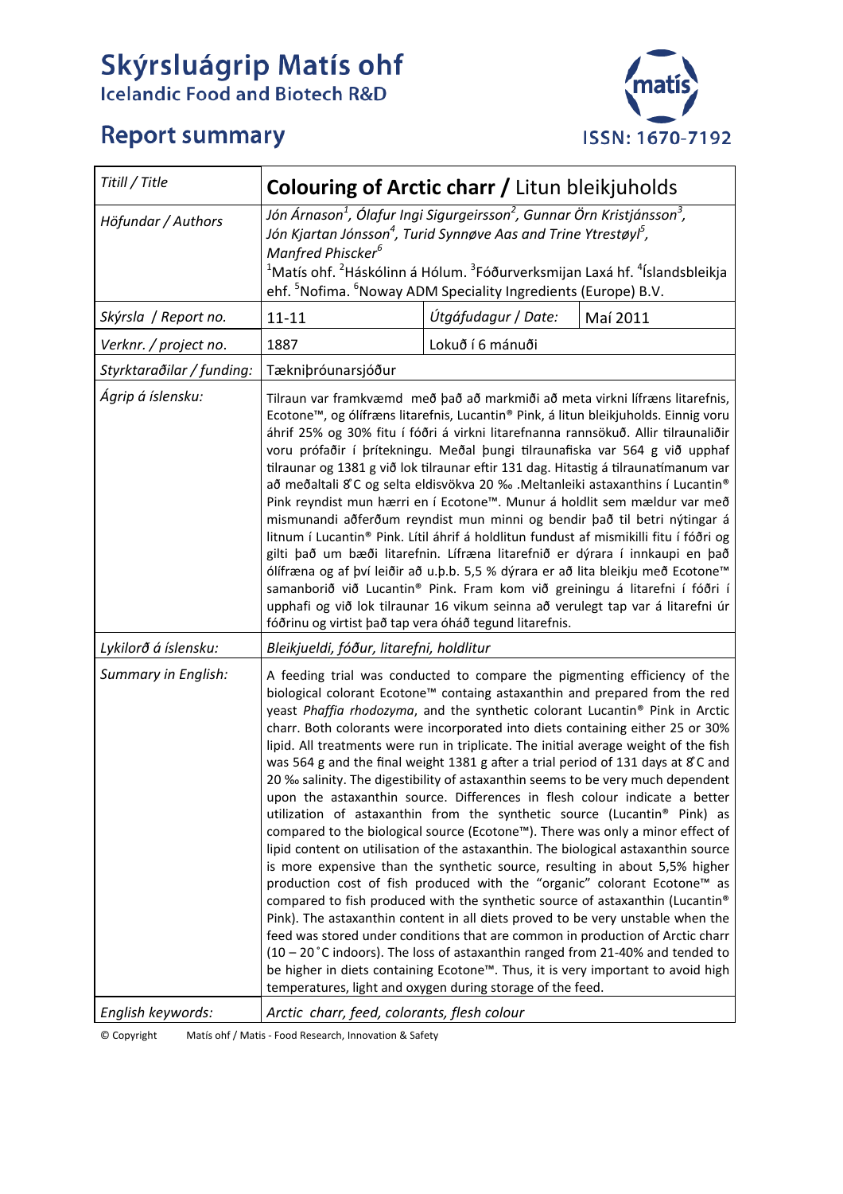# Skýrsluágrip Matís ohf

## Icelandic Food and Biotech R&D

## Report summary

ISSN: 1670-7192

| Titill / Title | **Colouring of Arctic charr /** Litun bleikjuholds | | |
|---|---|---|---|
| Höfundar / Authors | *Jón Árnason[1], Ólafur Ingi Sigurgeirsson[2], Gunnar Örn Kristjánsson[3], Jón Kjartan Jónsson[4], Turid Synnøve Aas and Trine Ytrestøyl[5], Manfred Phiscker[6]* [1]Matís ohf. [2]Háskólinn á Hólum. [3]Fóðurverksmijan Laxá hf. [4]Íslandsbleikja ehf. [5]Nofima. [6]Noway ADM Speciality Ingredients (Europe) B.V. | | |
| Skýrsla / Report no. | 11-11 | Útgáfudagur / Date: | Maí 2011 |
| Verknr. / project no. | 1887 | Lokuð í 6 mánuði | |
| Styrktaraðilar / funding: | Tækniþróunarsjóður | | |
| Ágrip á íslensku: | Tilraun var framkvæmd með það að markmiði að meta virkni lífræns litarefnis, Ecotone™, og ólífræns litarefnis, Lucantin® Pink, á litun bleikjuholds. Einnig voru áhrif 25% og 30% fitu í fóðri á virkni litarefnanna rannsökuð. Allir tilraunaliðir voru prófaðir í þrítekningu. Meðal þungi tilraunafiska var 564 g við upphaf tilraunar og 1381 g við lok tilraunar eftir 131 dag. Hitastig á tilraunatímanum var að meðaltali 8°C og selta eldisvökva 20 ‰ .Meltanleiki astaxanthins í Lucantin® Pink reyndist mun hærri en í Ecotone™. Munur á holdlit sem mældur var með mismunandi aðferðum reyndist mun minni og bendir það til betri nýtingar á litnum í Lucantin® Pink. Lítil áhrif á holdlitun fundust af mismikilli fitu í fóðri og gilti það um bæði litarefnin. Lífræna litarefnið er dýrara í innkaupi en það ólífræna og af því leiðir að u.þ.b. 5,5 % dýrara er að lita bleikju með Ecotone™ samanborið við Lucantin® Pink. Fram kom við greiningu á litarefni í fóðri í upphafi og við lok tilraunar 16 vikum seinna að verulegt tap var á litarefni úr fóðrinu og virtist það tap vera óháð tegund litarefnis. | | |
| Lykilorð á íslensku: | *Bleikjueldi, fóður, litarefni, holdlitur* | | |
| Summary in English: | A feeding trial was conducted to compare the pigmenting efficiency of the biological colorant Ecotone™ containg astaxanthin and prepared from the red yeast *Phaffia rhodozyma*, and the synthetic colorant Lucantin® Pink in Arctic charr. Both colorants were incorporated into diets containing either 25 or 30% lipid. All treatments were run in triplicate. The initial average weight of the fish was 564 g and the final weight 1381 g after a trial period of 131 days at 8°C and 20 ‰ salinity. The digestibility of astaxanthin seems to be very much dependent upon the astaxanthin source. Differences in flesh colour indicate a better utilization of astaxanthin from the synthetic source (Lucantin® Pink) as compared to the biological source (Ecotone™). There was only a minor effect of lipid content on utilisation of the astaxanthin. The biological astaxanthin source is more expensive than the synthetic source, resulting in about 5,5% higher production cost of fish produced with the "organic" colorant Ecotone™ as compared to fish produced with the synthetic source of astaxanthin (Lucantin® Pink). The astaxanthin content in all diets proved to be very unstable when the feed was stored under conditions that are common in production of Arctic charr (10 – 20°C indoors). The loss of astaxanthin ranged from 21-40% and tended to be higher in diets containing Ecotone™. Thus, it is very important to avoid high temperatures, light and oxygen during storage of the feed. | | |
| English keywords: | *Arctic charr, feed, colorants, flesh colour* | | |

© Copyright Matís ohf / Matis - Food Research, Innovation & Safety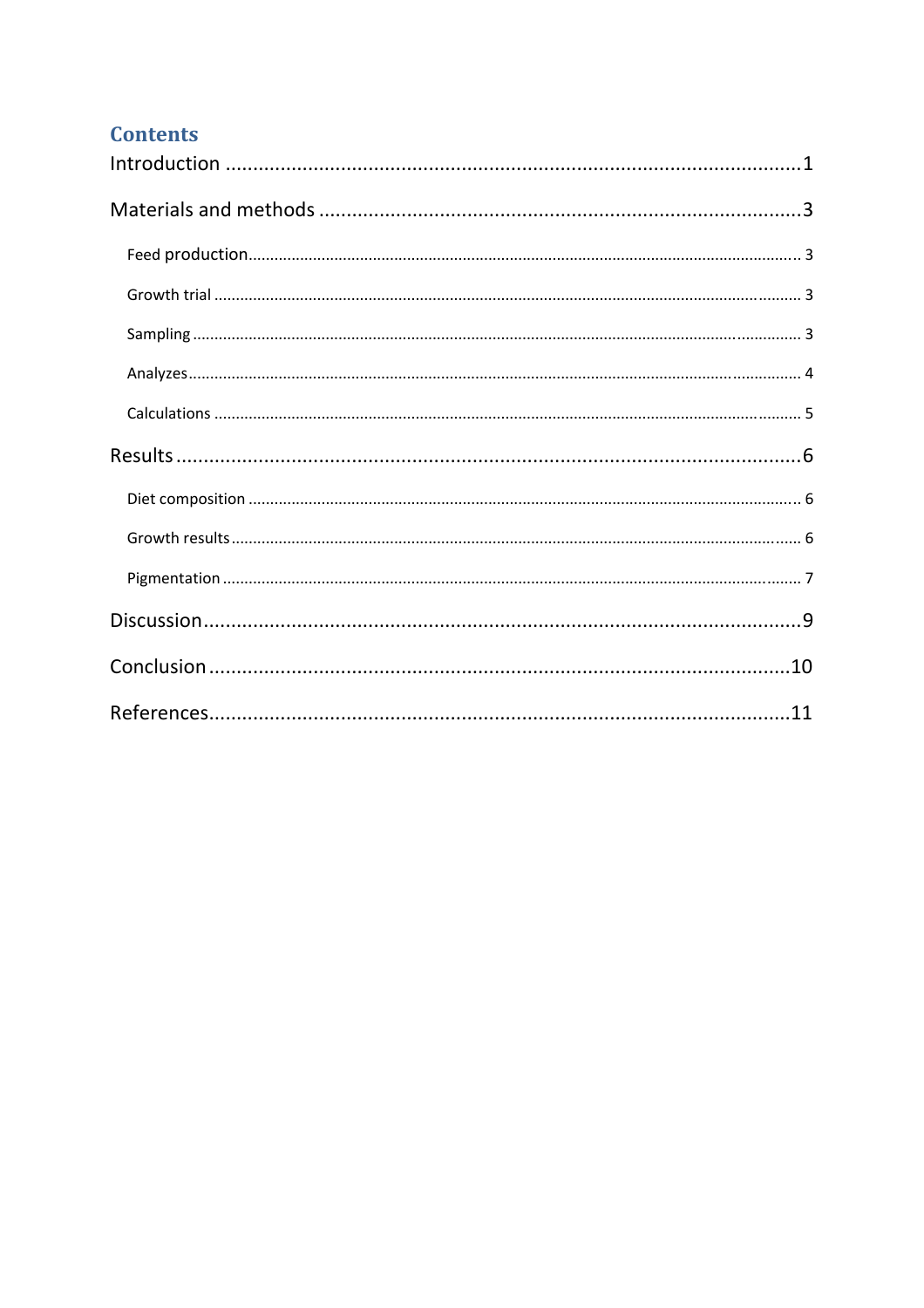# Contents

Introduction ........................................................................................................1

Materials and methods ........................................................................................3

- Feed production........................................................................................................ 3
- Growth trial ................................................................................................................ 3
- Sampling .................................................................................................................... 3
- Analyzes..................................................................................................................... 4
- Calculations ............................................................................................................... 5

Results.................................................................................................................6

- Diet composition ....................................................................................................... 6
- Growth results........................................................................................................... 6
- Pigmentation ............................................................................................................. 7

Discussion............................................................................................................9

Conclusion ........................................................................................................10

References.........................................................................................................11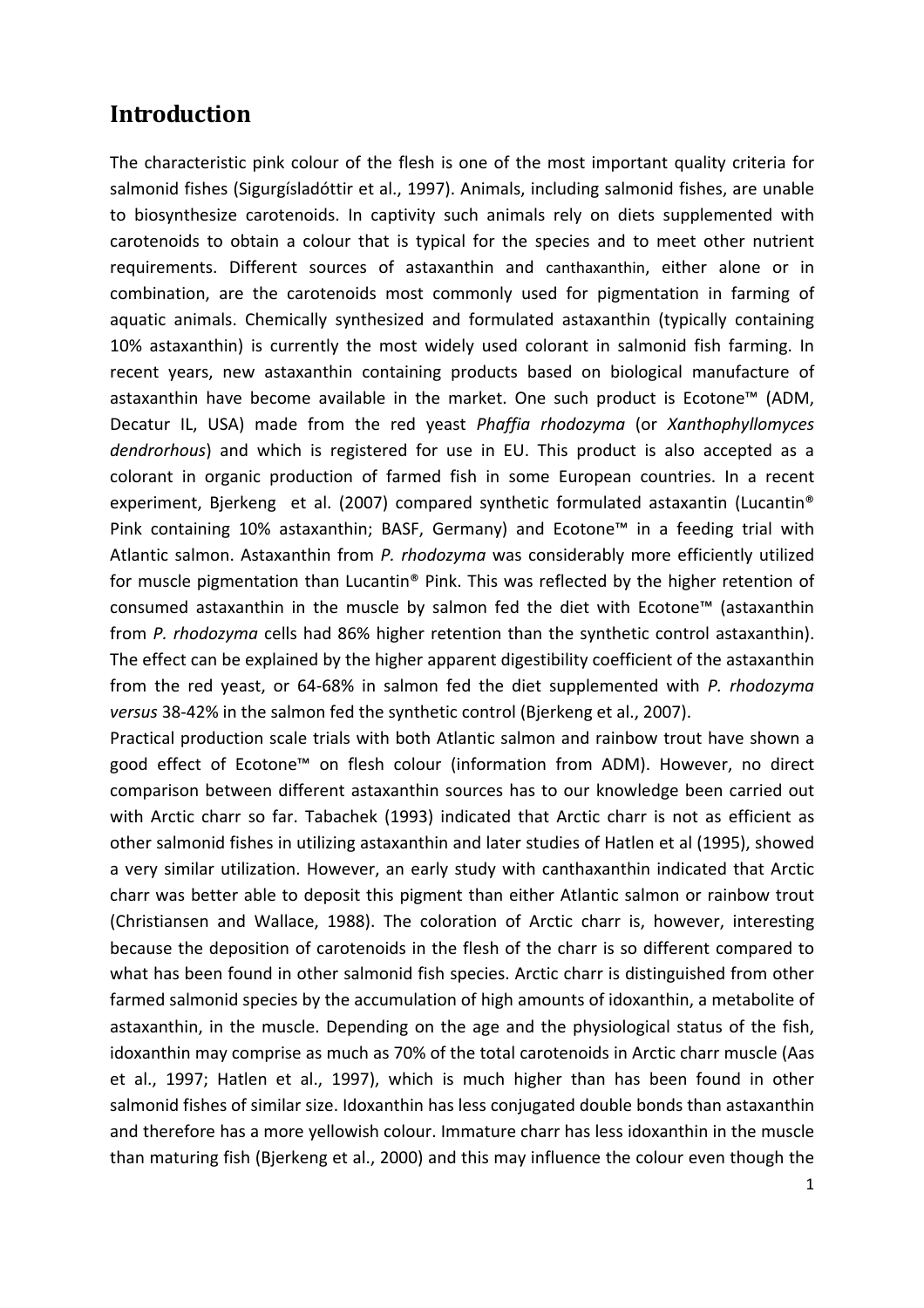## Introduction

The characteristic pink colour of the flesh is one of the most important quality criteria for salmonid fishes (Sigurgísladóttir et al., 1997). Animals, including salmonid fishes, are unable to biosynthesize carotenoids. In captivity such animals rely on diets supplemented with carotenoids to obtain a colour that is typical for the species and to meet other nutrient requirements. Different sources of astaxanthin and canthaxanthin, either alone or in combination, are the carotenoids most commonly used for pigmentation in farming of aquatic animals. Chemically synthesized and formulated astaxanthin (typically containing 10% astaxanthin) is currently the most widely used colorant in salmonid fish farming. In recent years, new astaxanthin containing products based on biological manufacture of astaxanthin have become available in the market. One such product is Ecotone™ (ADM, Decatur IL, USA) made from the red yeast *Phaffia rhodozyma* (or *Xanthophyllomyces dendrorhous*) and which is registered for use in EU. This product is also accepted as a colorant in organic production of farmed fish in some European countries. In a recent experiment, Bjerkeng et al. (2007) compared synthetic formulated astaxantin (Lucantin® Pink containing 10% astaxanthin; BASF, Germany) and Ecotone™ in a feeding trial with Atlantic salmon. Astaxanthin from *P. rhodozyma* was considerably more efficiently utilized for muscle pigmentation than Lucantin® Pink. This was reflected by the higher retention of consumed astaxanthin in the muscle by salmon fed the diet with Ecotone™ (astaxanthin from *P. rhodozyma* cells had 86% higher retention than the synthetic control astaxanthin). The effect can be explained by the higher apparent digestibility coefficient of the astaxanthin from the red yeast, or 64-68% in salmon fed the diet supplemented with *P. rhodozyma versus* 38-42% in the salmon fed the synthetic control (Bjerkeng et al., 2007).

Practical production scale trials with both Atlantic salmon and rainbow trout have shown a good effect of Ecotone™ on flesh colour (information from ADM). However, no direct comparison between different astaxanthin sources has to our knowledge been carried out with Arctic charr so far. Tabachek (1993) indicated that Arctic charr is not as efficient as other salmonid fishes in utilizing astaxanthin and later studies of Hatlen et al (1995), showed a very similar utilization. However, an early study with canthaxanthin indicated that Arctic charr was better able to deposit this pigment than either Atlantic salmon or rainbow trout (Christiansen and Wallace, 1988). The coloration of Arctic charr is, however, interesting because the deposition of carotenoids in the flesh of the charr is so different compared to what has been found in other salmonid fish species. Arctic charr is distinguished from other farmed salmonid species by the accumulation of high amounts of idoxanthin, a metabolite of astaxanthin, in the muscle. Depending on the age and the physiological status of the fish, idoxanthin may comprise as much as 70% of the total carotenoids in Arctic charr muscle (Aas et al., 1997; Hatlen et al., 1997), which is much higher than has been found in other salmonid fishes of similar size. Idoxanthin has less conjugated double bonds than astaxanthin and therefore has a more yellowish colour. Immature charr has less idoxanthin in the muscle than maturing fish (Bjerkeng et al., 2000) and this may influence the colour even though the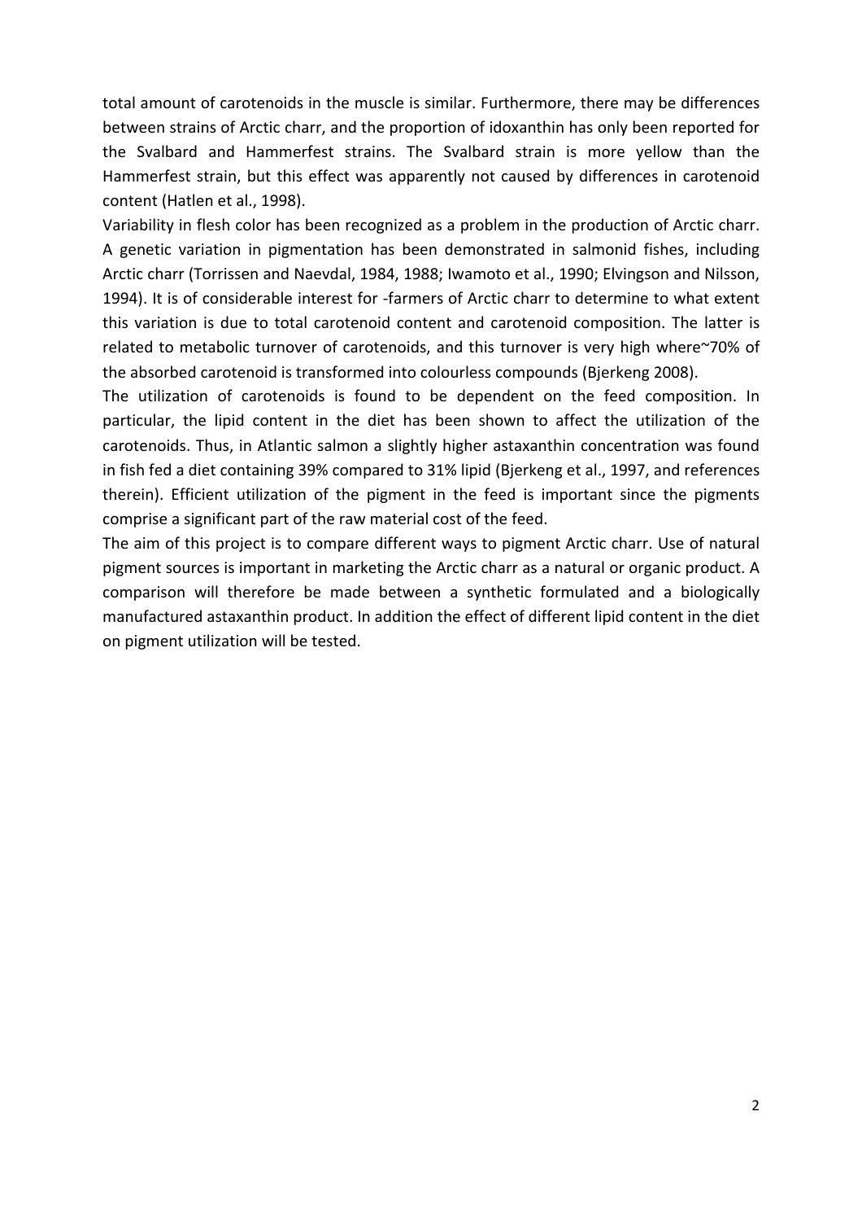total amount of carotenoids in the muscle is similar. Furthermore, there may be differences between strains of Arctic charr, and the proportion of idoxanthin has only been reported for the Svalbard and Hammerfest strains. The Svalbard strain is more yellow than the Hammerfest strain, but this effect was apparently not caused by differences in carotenoid content (Hatlen et al., 1998).

Variability in flesh color has been recognized as a problem in the production of Arctic charr. A genetic variation in pigmentation has been demonstrated in salmonid fishes, including Arctic charr (Torrissen and Naevdal, 1984, 1988; Iwamoto et al., 1990; Elvingson and Nilsson, 1994). It is of considerable interest for -farmers of Arctic charr to determine to what extent this variation is due to total carotenoid content and carotenoid composition. The latter is related to metabolic turnover of carotenoids, and this turnover is very high where~70% of the absorbed carotenoid is transformed into colourless compounds (Bjerkeng 2008).

The utilization of carotenoids is found to be dependent on the feed composition. In particular, the lipid content in the diet has been shown to affect the utilization of the carotenoids. Thus, in Atlantic salmon a slightly higher astaxanthin concentration was found in fish fed a diet containing 39% compared to 31% lipid (Bjerkeng et al., 1997, and references therein). Efficient utilization of the pigment in the feed is important since the pigments comprise a significant part of the raw material cost of the feed.

The aim of this project is to compare different ways to pigment Arctic charr. Use of natural pigment sources is important in marketing the Arctic charr as a natural or organic product. A comparison will therefore be made between a synthetic formulated and a biologically manufactured astaxanthin product. In addition the effect of different lipid content in the diet on pigment utilization will be tested.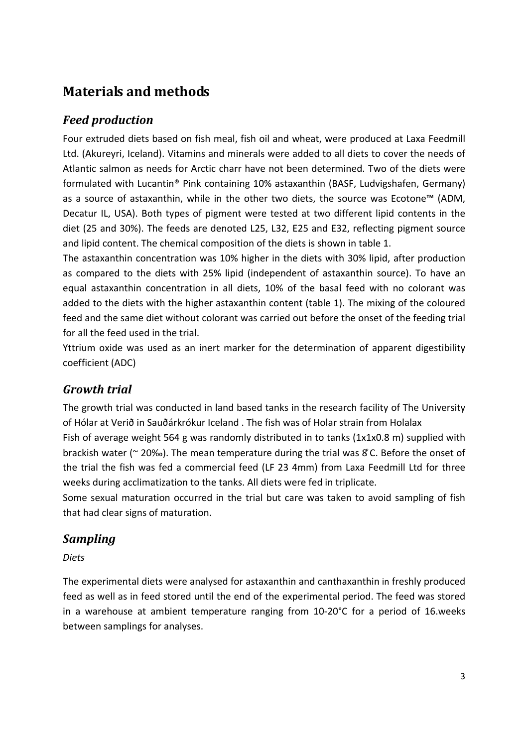# Materials and methods

## *Feed production*

Four extruded diets based on fish meal, fish oil and wheat, were produced at Laxa Feedmill Ltd. (Akureyri, Iceland). Vitamins and minerals were added to all diets to cover the needs of Atlantic salmon as needs for Arctic charr have not been determined. Two of the diets were formulated with Lucantin® Pink containing 10% astaxanthin (BASF, Ludvigshafen, Germany) as a source of astaxanthin, while in the other two diets, the source was Ecotone™ (ADM, Decatur IL, USA). Both types of pigment were tested at two different lipid contents in the diet (25 and 30%). The feeds are denoted L25, L32, E25 and E32, reflecting pigment source and lipid content. The chemical composition of the diets is shown in table 1.

The astaxanthin concentration was 10% higher in the diets with 30% lipid, after production as compared to the diets with 25% lipid (independent of astaxanthin source). To have an equal astaxanthin concentration in all diets, 10% of the basal feed with no colorant was added to the diets with the higher astaxanthin content (table 1). The mixing of the coloured feed and the same diet without colorant was carried out before the onset of the feeding trial for all the feed used in the trial.

Yttrium oxide was used as an inert marker for the determination of apparent digestibility coefficient (ADC)

## *Growth trial*

The growth trial was conducted in land based tanks in the research facility of The University of Hólar at Verið in Sauðárkrókur Iceland . The fish was of Holar strain from Holalax

Fish of average weight 564 g was randomly distributed in to tanks (1x1x0.8 m) supplied with brackish water (~ 20‰). The mean temperature during the trial was 8°C. Before the onset of the trial the fish was fed a commercial feed (LF 23 4mm) from Laxa Feedmill Ltd for three weeks during acclimatization to the tanks. All diets were fed in triplicate.

Some sexual maturation occurred in the trial but care was taken to avoid sampling of fish that had clear signs of maturation.

## *Sampling*

*Diets*

The experimental diets were analysed for astaxanthin and canthaxanthin in freshly produced feed as well as in feed stored until the end of the experimental period. The feed was stored in a warehouse at ambient temperature ranging from 10-20°C for a period of 16.weeks between samplings for analyses.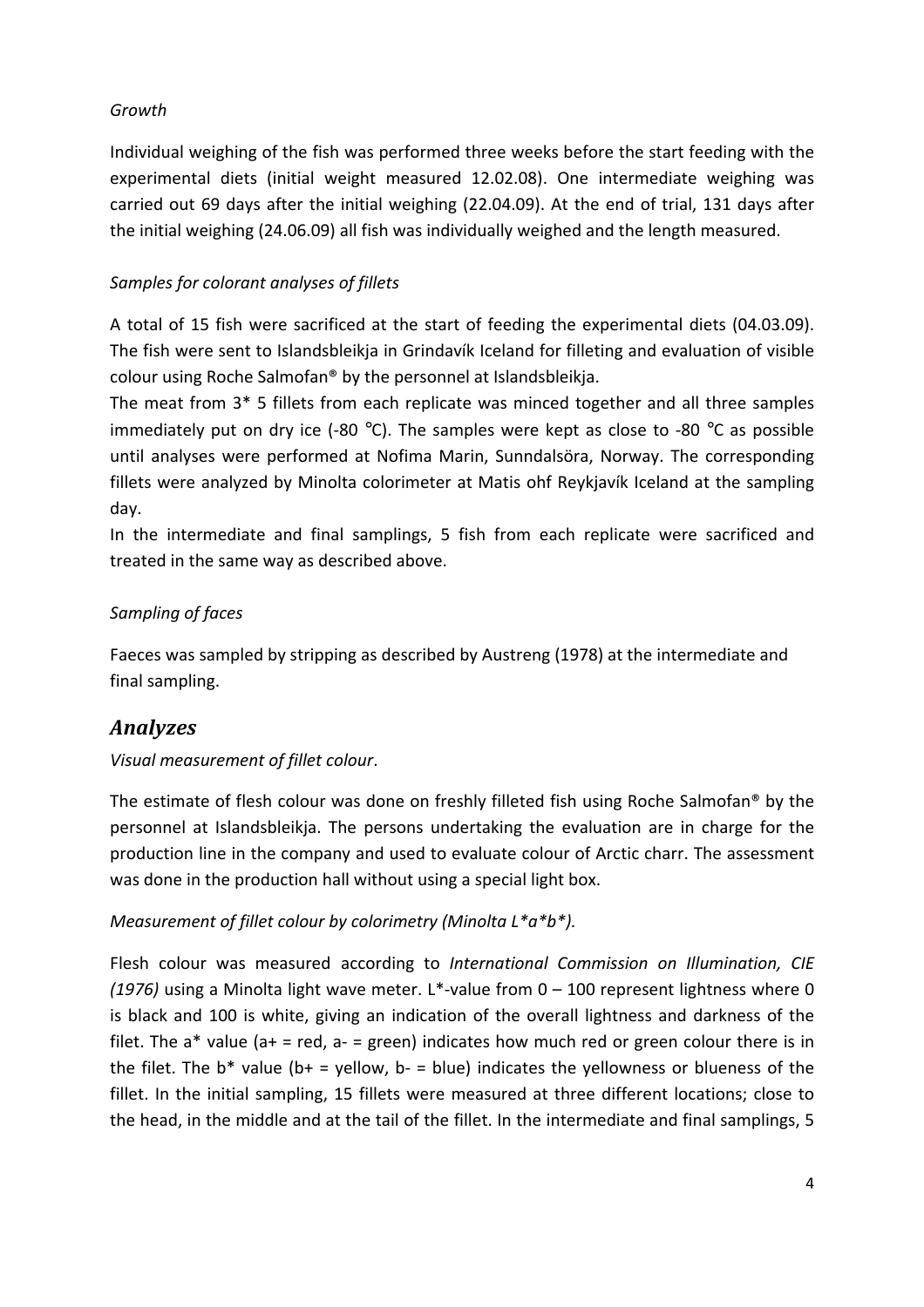*Growth*

Individual weighing of the fish was performed three weeks before the start feeding with the experimental diets (initial weight measured 12.02.08). One intermediate weighing was carried out 69 days after the initial weighing (22.04.09). At the end of trial, 131 days after the initial weighing (24.06.09) all fish was individually weighed and the length measured.

*Samples for colorant analyses of fillets*

A total of 15 fish were sacrificed at the start of feeding the experimental diets (04.03.09). The fish were sent to Islandsbleikja in Grindavík Iceland for filleting and evaluation of visible colour using Roche Salmofan® by the personnel at Islandsbleikja.

The meat from 3* 5 fillets from each replicate was minced together and all three samples immediately put on dry ice (-80 °C). The samples were kept as close to -80 °C as possible until analyses were performed at Nofima Marin, Sunndalsöra, Norway. The corresponding fillets were analyzed by Minolta colorimeter at Matis ohf Reykjavík Iceland at the sampling day.

In the intermediate and final samplings, 5 fish from each replicate were sacrificed and treated in the same way as described above.

*Sampling of faces*

Faeces was sampled by stripping as described by Austreng (1978) at the intermediate and final sampling.

## *Analyzes*

*Visual measurement of fillet colour*.

The estimate of flesh colour was done on freshly filleted fish using Roche Salmofan® by the personnel at Islandsbleikja. The persons undertaking the evaluation are in charge for the production line in the company and used to evaluate colour of Arctic charr. The assessment was done in the production hall without using a special light box.

*Measurement of fillet colour by colorimetry (Minolta L*a*b*).*

Flesh colour was measured according to *International Commission on Illumination, CIE (1976)* using a Minolta light wave meter. L*-value from 0 – 100 represent lightness where 0 is black and 100 is white, giving an indication of the overall lightness and darkness of the filet. The a* value (a+ = red, a- = green) indicates how much red or green colour there is in the filet. The b* value (b+ = yellow, b- = blue) indicates the yellowness or blueness of the fillet. In the initial sampling, 15 fillets were measured at three different locations; close to the head, in the middle and at the tail of the fillet. In the intermediate and final samplings, 5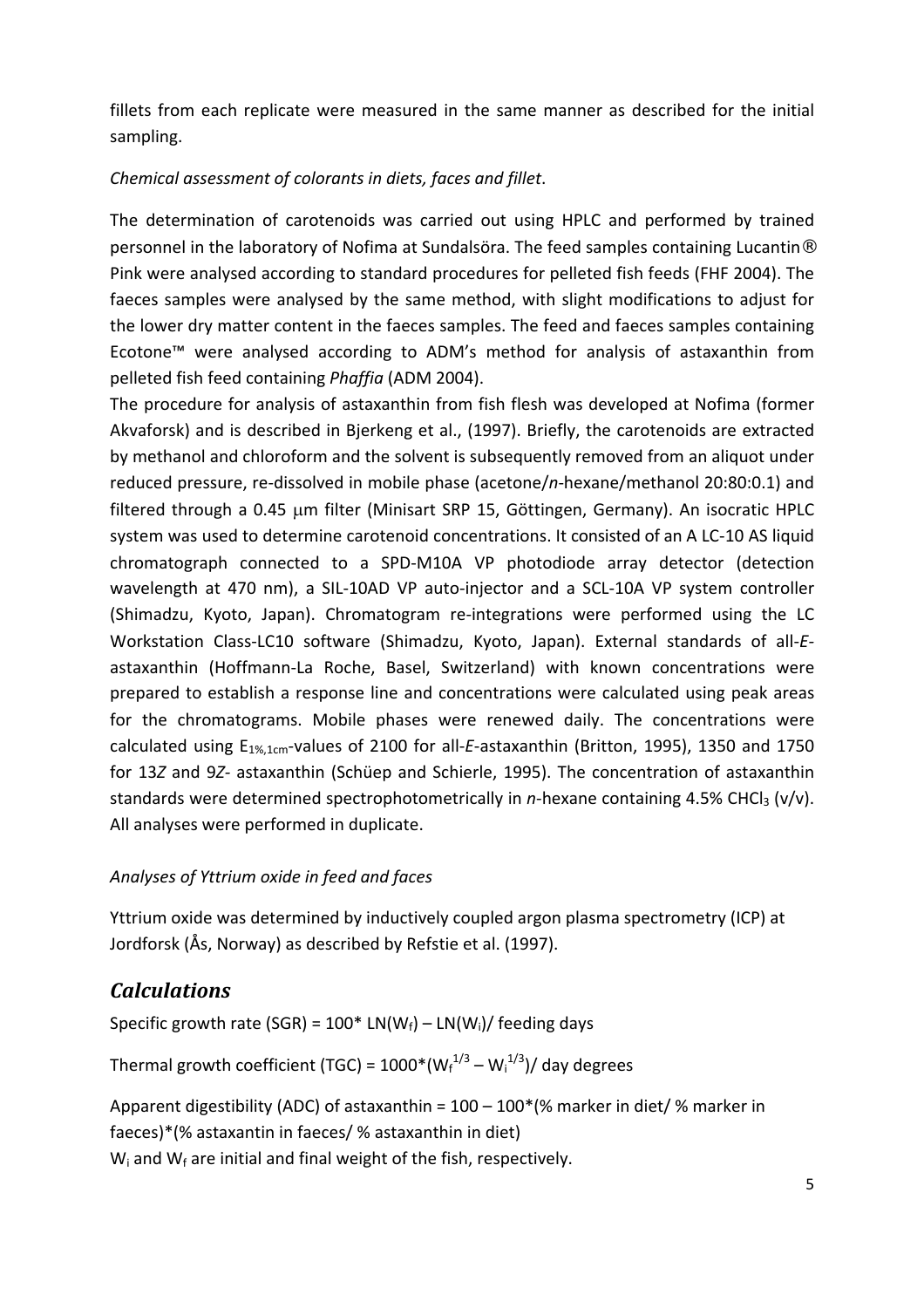fillets from each replicate were measured in the same manner as described for the initial sampling.

*Chemical assessment of colorants in diets, faces and fillet*.

The determination of carotenoids was carried out using HPLC and performed by trained personnel in the laboratory of Nofima at Sundalsöra. The feed samples containing Lucantin® Pink were analysed according to standard procedures for pelleted fish feeds (FHF 2004). The faeces samples were analysed by the same method, with slight modifications to adjust for the lower dry matter content in the faeces samples. The feed and faeces samples containing Ecotone™ were analysed according to ADM's method for analysis of astaxanthin from pelleted fish feed containing *Phaffia* (ADM 2004).

The procedure for analysis of astaxanthin from fish flesh was developed at Nofima (former Akvaforsk) and is described in Bjerkeng et al., (1997). Briefly, the carotenoids are extracted by methanol and chloroform and the solvent is subsequently removed from an aliquot under reduced pressure, re-dissolved in mobile phase (acetone/*n*-hexane/methanol 20:80:0.1) and filtered through a 0.45 μm filter (Minisart SRP 15, Göttingen, Germany). An isocratic HPLC system was used to determine carotenoid concentrations. It consisted of an A LC-10 AS liquid chromatograph connected to a SPD-M10A VP photodiode array detector (detection wavelength at 470 nm), a SIL-10AD VP auto-injector and a SCL-10A VP system controller (Shimadzu, Kyoto, Japan). Chromatogram re-integrations were performed using the LC Workstation Class-LC10 software (Shimadzu, Kyoto, Japan). External standards of all-*E*-astaxanthin (Hoffmann-La Roche, Basel, Switzerland) with known concentrations were prepared to establish a response line and concentrations were calculated using peak areas for the chromatograms. Mobile phases were renewed daily. The concentrations were calculated using $E_{1\%,1cm}$-values of 2100 for all-*E*-astaxanthin (Britton, 1995), 1350 and 1750 for 13*Z* and 9*Z*- astaxanthin (Schüep and Schierle, 1995). The concentration of astaxanthin standards were determined spectrophotometrically in *n*-hexane containing 4.5% $CHCl_3$ (v/v). All analyses were performed in duplicate.

*Analyses of Yttrium oxide in feed and faces*

Yttrium oxide was determined by inductively coupled argon plasma spectrometry (ICP) at Jordforsk (Ås, Norway) as described by Refstie et al. (1997).

## *Calculations*

Specific growth rate (SGR) = $100 * LN(W_f) – LN(W_i)$/ feeding days

Thermal growth coefficient (TGC) = $1000*(W_f^{1/3} – W_i^{1/3})$/ day degrees

Apparent digestibility (ADC) of astaxanthin = 100 – 100*(% marker in diet/ % marker in faeces)*(% astaxantin in faeces/ % astaxanthin in diet)

$W_i$ and $W_f$ are initial and final weight of the fish, respectively.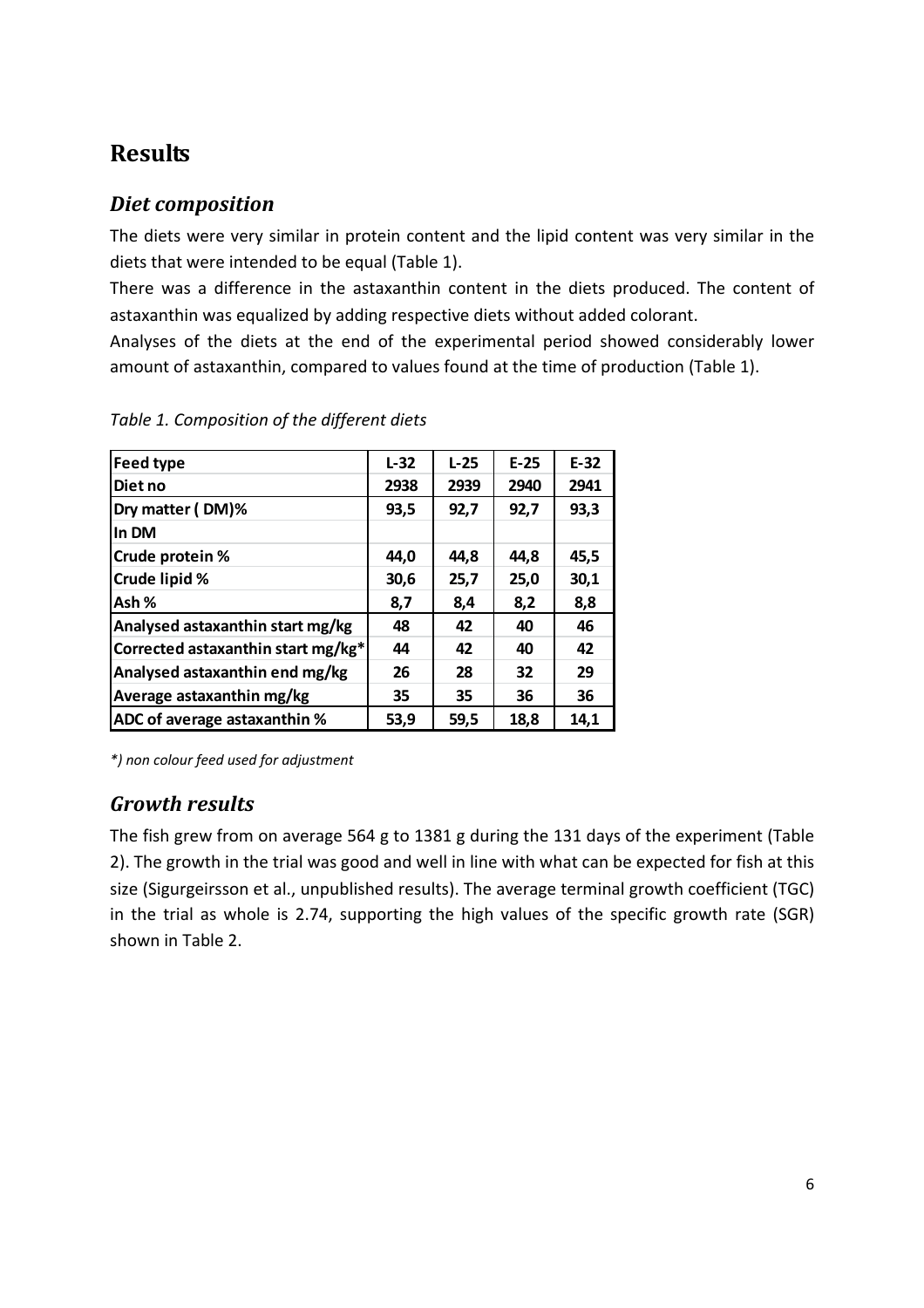# Results

## *Diet composition*

The diets were very similar in protein content and the lipid content was very similar in the diets that were intended to be equal (Table 1).

There was a difference in the astaxanthin content in the diets produced. The content of astaxanthin was equalized by adding respective diets without added colorant.

Analyses of the diets at the end of the experimental period showed considerably lower amount of astaxanthin, compared to values found at the time of production (Table 1).

*Table 1. Composition of the different diets*

| **Feed type** | **L-32** | **L-25** | **E-25** | **E-32** |
|---|---|---|---|---|
| **Diet no** | **2938** | **2939** | **2940** | **2941** |
| **Dry matter ( DM)%** | **93,5** | **92,7** | **92,7** | **93,3** |
| **In DM** | | | | |
| **Crude protein %** | **44,0** | **44,8** | **44,8** | **45,5** |
| **Crude lipid %** | **30,6** | **25,7** | **25,0** | **30,1** |
| **Ash %** | **8,7** | **8,4** | **8,2** | **8,8** |
| **Analysed astaxanthin start mg/kg** | **48** | **42** | **40** | **46** |
| **Corrected astaxanthin start mg/kg*** | **44** | **42** | **40** | **42** |
| **Analysed astaxanthin end mg/kg** | **26** | **28** | **32** | **29** |
| **Average astaxanthin mg/kg** | **35** | **35** | **36** | **36** |
| **ADC of average astaxanthin %** | **53,9** | **59,5** | **18,8** | **14,1** |

*\*) non colour feed used for adjustment*

## *Growth results*

The fish grew from on average 564 g to 1381 g during the 131 days of the experiment (Table 2). The growth in the trial was good and well in line with what can be expected for fish at this size (Sigurgeirsson et al., unpublished results). The average terminal growth coefficient (TGC) in the trial as whole is 2.74, supporting the high values of the specific growth rate (SGR) shown in Table 2.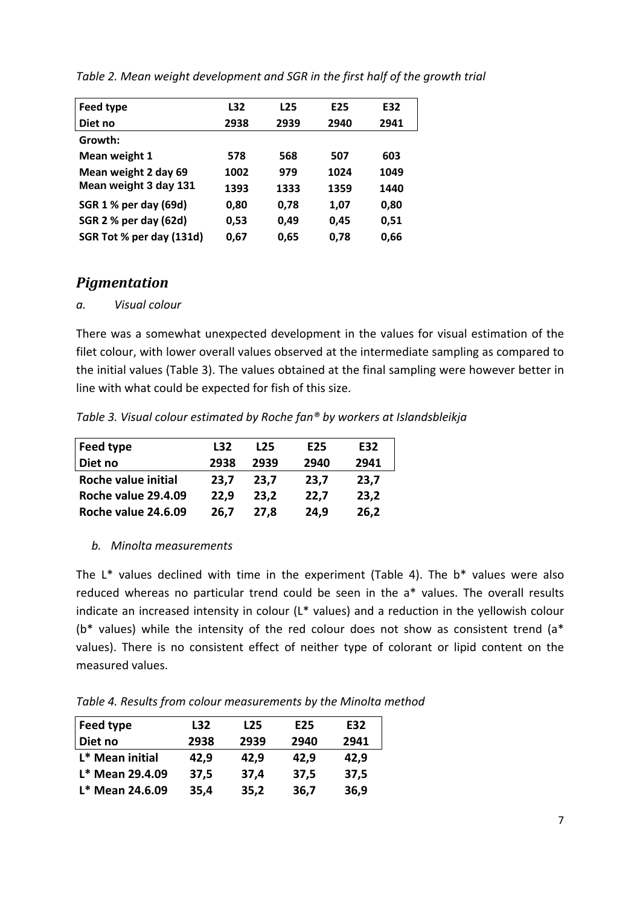*Table 2. Mean weight development and SGR in the first half of the growth trial*

| **Feed type** | **L32** | **L25** | **E25** | **E32** |
|---|---|---|---|---|
| **Diet no** | **2938** | **2939** | **2940** | **2941** |
| **Growth:** | | | | |
| **Mean weight 1** | **578** | **568** | **507** | **603** |
| **Mean weight 2 day 69** | **1002** | **979** | **1024** | **1049** |
| **Mean weight 3 day 131** | **1393** | **1333** | **1359** | **1440** |
| **SGR 1 % per day (69d)** | **0,80** | **0,78** | **1,07** | **0,80** |
| **SGR 2 % per day (62d)** | **0,53** | **0,49** | **0,45** | **0,51** |
| **SGR Tot % per day (131d)** | **0,67** | **0,65** | **0,78** | **0,66** |

## *Pigmentation*

*a. Visual colour*

There was a somewhat unexpected development in the values for visual estimation of the filet colour, with lower overall values observed at the intermediate sampling as compared to the initial values (Table 3). The values obtained at the final sampling were however better in line with what could be expected for fish of this size.

*Table 3. Visual colour estimated by Roche fan® by workers at Islandsbleikja*

| **Feed type** | **L32** | **L25** | **E25** | **E32** |
|---|---|---|---|---|
| **Diet no** | **2938** | **2939** | **2940** | **2941** |
| **Roche value initial** | **23,7** | **23,7** | **23,7** | **23,7** |
| **Roche value 29.4.09** | **22,9** | **23,2** | **22,7** | **23,2** |
| **Roche value 24.6.09** | **26,7** | **27,8** | **24,9** | **26,2** |

*b. Minolta measurements*

The L* values declined with time in the experiment (Table 4). The b* values were also reduced whereas no particular trend could be seen in the a* values. The overall results indicate an increased intensity in colour (L* values) and a reduction in the yellowish colour (b* values) while the intensity of the red colour does not show as consistent trend (a* values). There is no consistent effect of neither type of colorant or lipid content on the measured values.

*Table 4. Results from colour measurements by the Minolta method*

| **Feed type** | **L32** | **L25** | **E25** | **E32** |
|---|---|---|---|---|
| **Diet no** | **2938** | **2939** | **2940** | **2941** |
| **L* Mean initial** | **42,9** | **42,9** | **42,9** | **42,9** |
| **L* Mean 29.4.09** | **37,5** | **37,4** | **37,5** | **37,5** |
| **L* Mean 24.6.09** | **35,4** | **35,2** | **36,7** | **36,9** |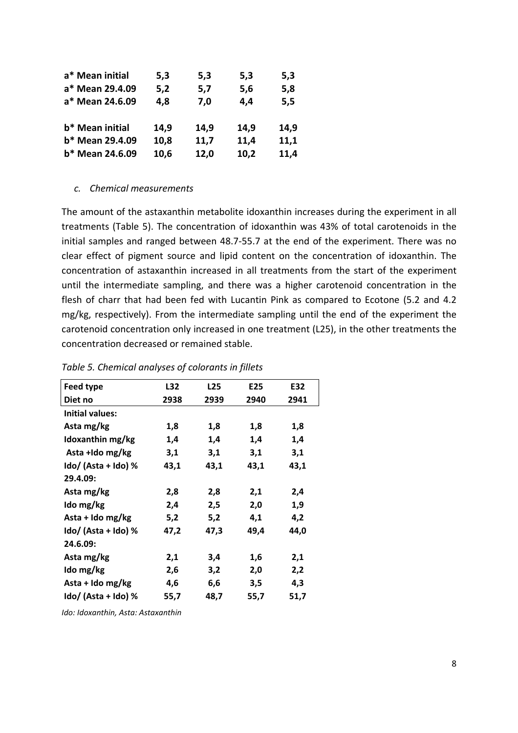| | | | | |
|---|---|---|---|---|
| **a* Mean initial** | **5,3** | **5,3** | **5,3** | **5,3** |
| **a* Mean 29.4.09** | **5,2** | **5,7** | **5,6** | **5,8** |
| **a* Mean 24.6.09** | **4,8** | **7,0** | **4,4** | **5,5** |
| | | | | |
| **b* Mean initial** | **14,9** | **14,9** | **14,9** | **14,9** |
| **b* Mean 29.4.09** | **10,8** | **11,7** | **11,4** | **11,1** |
| **b* Mean 24.6.09** | **10,6** | **12,0** | **10,2** | **11,4** |

### *c. Chemical measurements*

The amount of the astaxanthin metabolite idoxanthin increases during the experiment in all treatments (Table 5). The concentration of idoxanthin was 43% of total carotenoids in the initial samples and ranged between 48.7-55.7 at the end of the experiment. There was no clear effect of pigment source and lipid content on the concentration of idoxanthin. The concentration of astaxanthin increased in all treatments from the start of the experiment until the intermediate sampling, and there was a higher carotenoid concentration in the flesh of charr that had been fed with Lucantin Pink as compared to Ecotone (5.2 and 4.2 mg/kg, respectively). From the intermediate sampling until the end of the experiment the carotenoid concentration only increased in one treatment (L25), in the other treatments the concentration decreased or remained stable.

*Table 5. Chemical analyses of colorants in fillets*

| **Feed type** | **L32** | **L25** | **E25** | **E32** |
|---|---|---|---|---|
| **Diet no** | **2938** | **2939** | **2940** | **2941** |
| **Initial values:** | | | | |
| **Asta mg/kg** | **1,8** | **1,8** | **1,8** | **1,8** |
| **Idoxanthin mg/kg** | **1,4** | **1,4** | **1,4** | **1,4** |
| **Asta +Ido mg/kg** | **3,1** | **3,1** | **3,1** | **3,1** |
| **Ido/ (Asta + Ido) %** | **43,1** | **43,1** | **43,1** | **43,1** |
| **29.4.09:** | | | | |
| **Asta mg/kg** | **2,8** | **2,8** | **2,1** | **2,4** |
| **Ido mg/kg** | **2,4** | **2,5** | **2,0** | **1,9** |
| **Asta + Ido mg/kg** | **5,2** | **5,2** | **4,1** | **4,2** |
| **Ido/ (Asta + Ido) %** | **47,2** | **47,3** | **49,4** | **44,0** |
| **24.6.09:** | | | | |
| **Asta mg/kg** | **2,1** | **3,4** | **1,6** | **2,1** |
| **Ido mg/kg** | **2,6** | **3,2** | **2,0** | **2,2** |
| **Asta + Ido mg/kg** | **4,6** | **6,6** | **3,5** | **4,3** |
| **Ido/ (Asta + Ido) %** | **55,7** | **48,7** | **55,7** | **51,7** |

*Ido: Idoxanthin, Asta: Astaxanthin*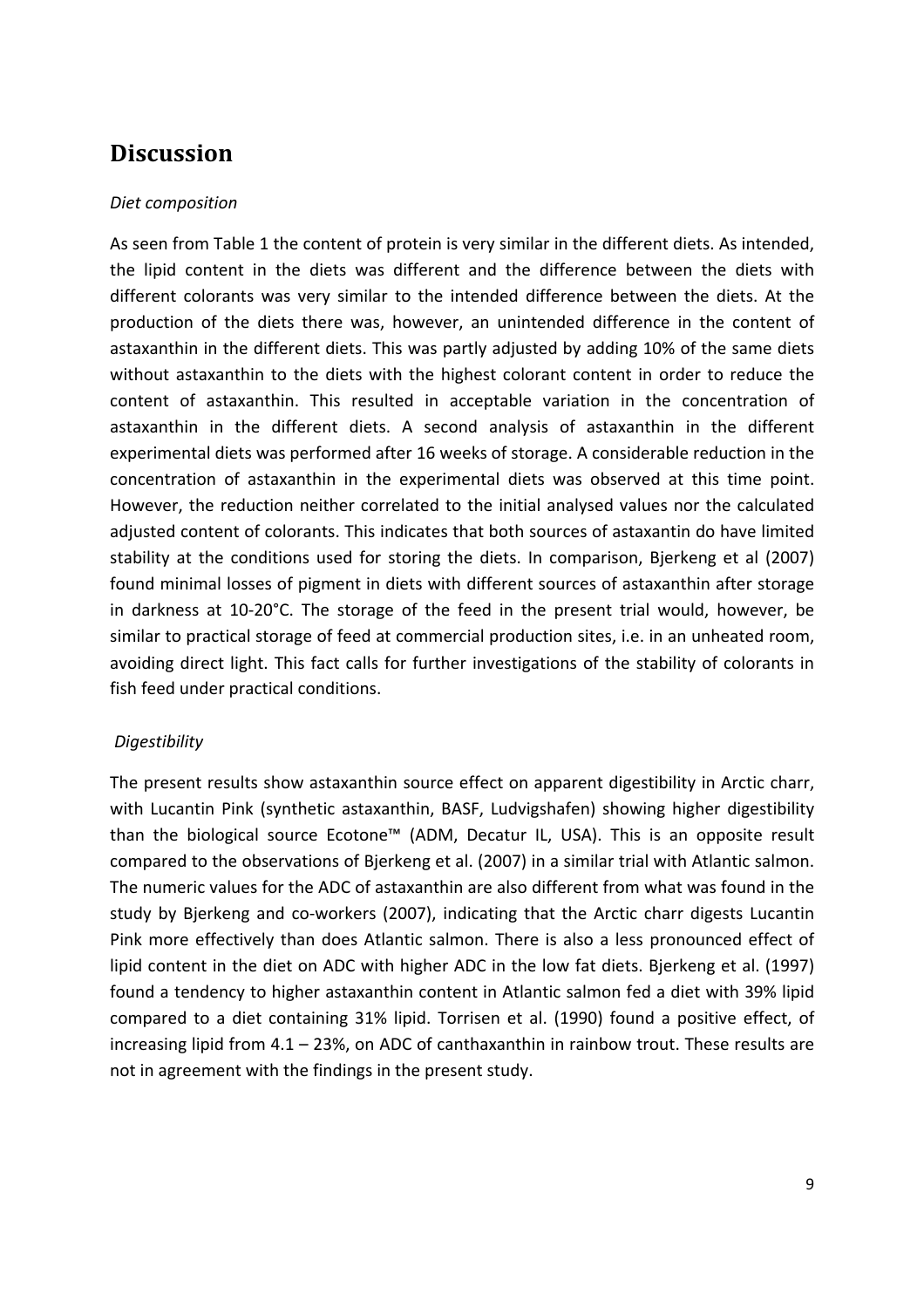## Discussion

*Diet composition*

As seen from Table 1 the content of protein is very similar in the different diets. As intended, the lipid content in the diets was different and the difference between the diets with different colorants was very similar to the intended difference between the diets. At the production of the diets there was, however, an unintended difference in the content of astaxanthin in the different diets. This was partly adjusted by adding 10% of the same diets without astaxanthin to the diets with the highest colorant content in order to reduce the content of astaxanthin. This resulted in acceptable variation in the concentration of astaxanthin in the different diets. A second analysis of astaxanthin in the different experimental diets was performed after 16 weeks of storage. A considerable reduction in the concentration of astaxanthin in the experimental diets was observed at this time point. However, the reduction neither correlated to the initial analysed values nor the calculated adjusted content of colorants. This indicates that both sources of astaxantin do have limited stability at the conditions used for storing the diets. In comparison, Bjerkeng et al (2007) found minimal losses of pigment in diets with different sources of astaxanthin after storage in darkness at 10-20°C. The storage of the feed in the present trial would, however, be similar to practical storage of feed at commercial production sites, i.e. in an unheated room, avoiding direct light. This fact calls for further investigations of the stability of colorants in fish feed under practical conditions.

*Digestibility*

The present results show astaxanthin source effect on apparent digestibility in Arctic charr, with Lucantin Pink (synthetic astaxanthin, BASF, Ludvigshafen) showing higher digestibility than the biological source Ecotone™ (ADM, Decatur IL, USA). This is an opposite result compared to the observations of Bjerkeng et al. (2007) in a similar trial with Atlantic salmon. The numeric values for the ADC of astaxanthin are also different from what was found in the study by Bjerkeng and co-workers (2007), indicating that the Arctic charr digests Lucantin Pink more effectively than does Atlantic salmon. There is also a less pronounced effect of lipid content in the diet on ADC with higher ADC in the low fat diets. Bjerkeng et al. (1997) found a tendency to higher astaxanthin content in Atlantic salmon fed a diet with 39% lipid compared to a diet containing 31% lipid. Torrisen et al. (1990) found a positive effect, of increasing lipid from 4.1 – 23%, on ADC of canthaxanthin in rainbow trout. These results are not in agreement with the findings in the present study.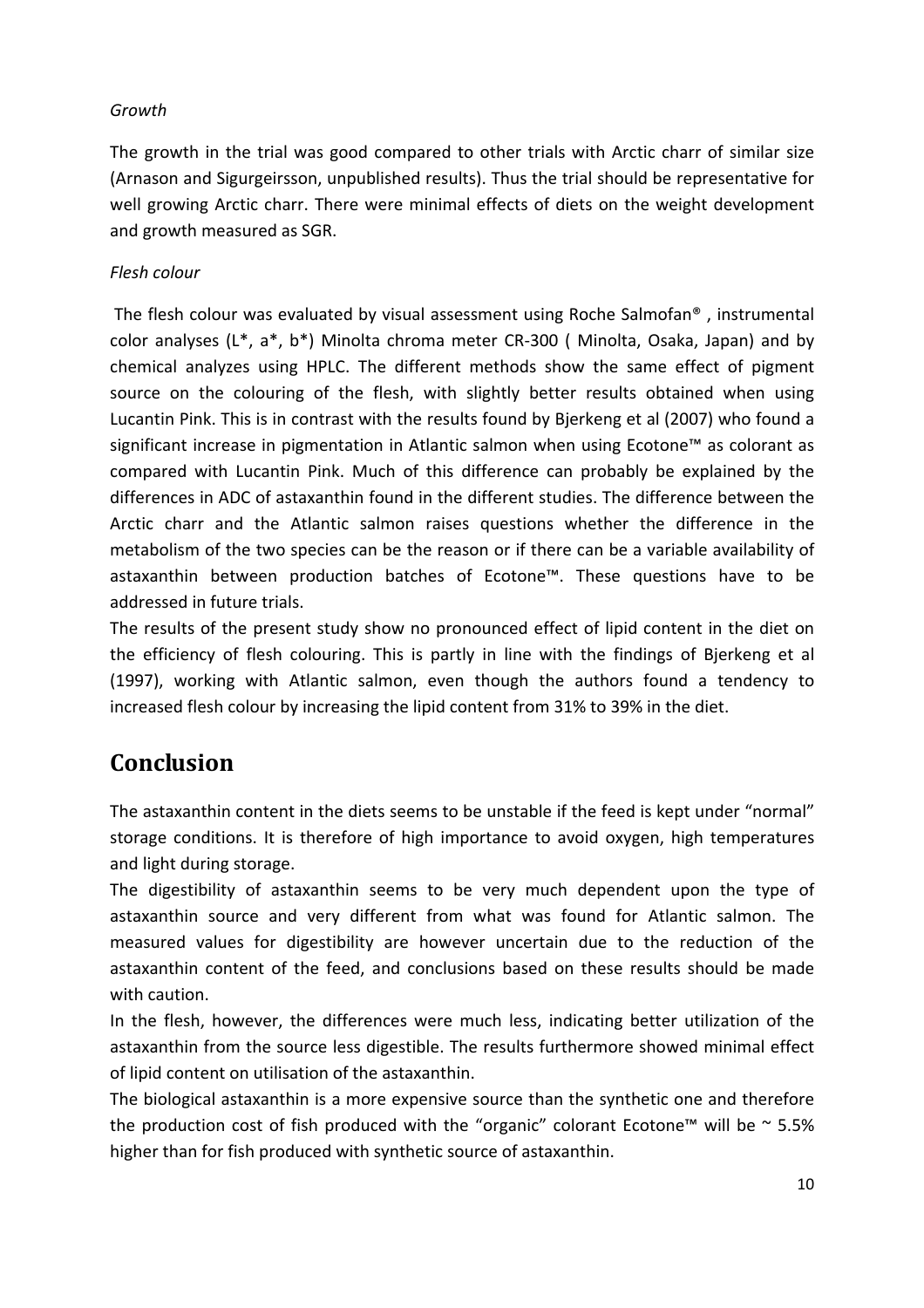*Growth*

The growth in the trial was good compared to other trials with Arctic charr of similar size (Arnason and Sigurgeirsson, unpublished results). Thus the trial should be representative for well growing Arctic charr. There were minimal effects of diets on the weight development and growth measured as SGR.

*Flesh colour*

The flesh colour was evaluated by visual assessment using Roche Salmofan® , instrumental color analyses (L*, a*, b*) Minolta chroma meter CR-300 ( Minolta, Osaka, Japan) and by chemical analyzes using HPLC. The different methods show the same effect of pigment source on the colouring of the flesh, with slightly better results obtained when using Lucantin Pink. This is in contrast with the results found by Bjerkeng et al (2007) who found a significant increase in pigmentation in Atlantic salmon when using Ecotone™ as colorant as compared with Lucantin Pink. Much of this difference can probably be explained by the differences in ADC of astaxanthin found in the different studies. The difference between the Arctic charr and the Atlantic salmon raises questions whether the difference in the metabolism of the two species can be the reason or if there can be a variable availability of astaxanthin between production batches of Ecotone™. These questions have to be addressed in future trials.

The results of the present study show no pronounced effect of lipid content in the diet on the efficiency of flesh colouring. This is partly in line with the findings of Bjerkeng et al (1997), working with Atlantic salmon, even though the authors found a tendency to increased flesh colour by increasing the lipid content from 31% to 39% in the diet.

# Conclusion

The astaxanthin content in the diets seems to be unstable if the feed is kept under "normal" storage conditions. It is therefore of high importance to avoid oxygen, high temperatures and light during storage.

The digestibility of astaxanthin seems to be very much dependent upon the type of astaxanthin source and very different from what was found for Atlantic salmon. The measured values for digestibility are however uncertain due to the reduction of the astaxanthin content of the feed, and conclusions based on these results should be made with caution.

In the flesh, however, the differences were much less, indicating better utilization of the astaxanthin from the source less digestible. The results furthermore showed minimal effect of lipid content on utilisation of the astaxanthin.

The biological astaxanthin is a more expensive source than the synthetic one and therefore the production cost of fish produced with the "organic" colorant Ecotone™ will be ~ 5.5% higher than for fish produced with synthetic source of astaxanthin.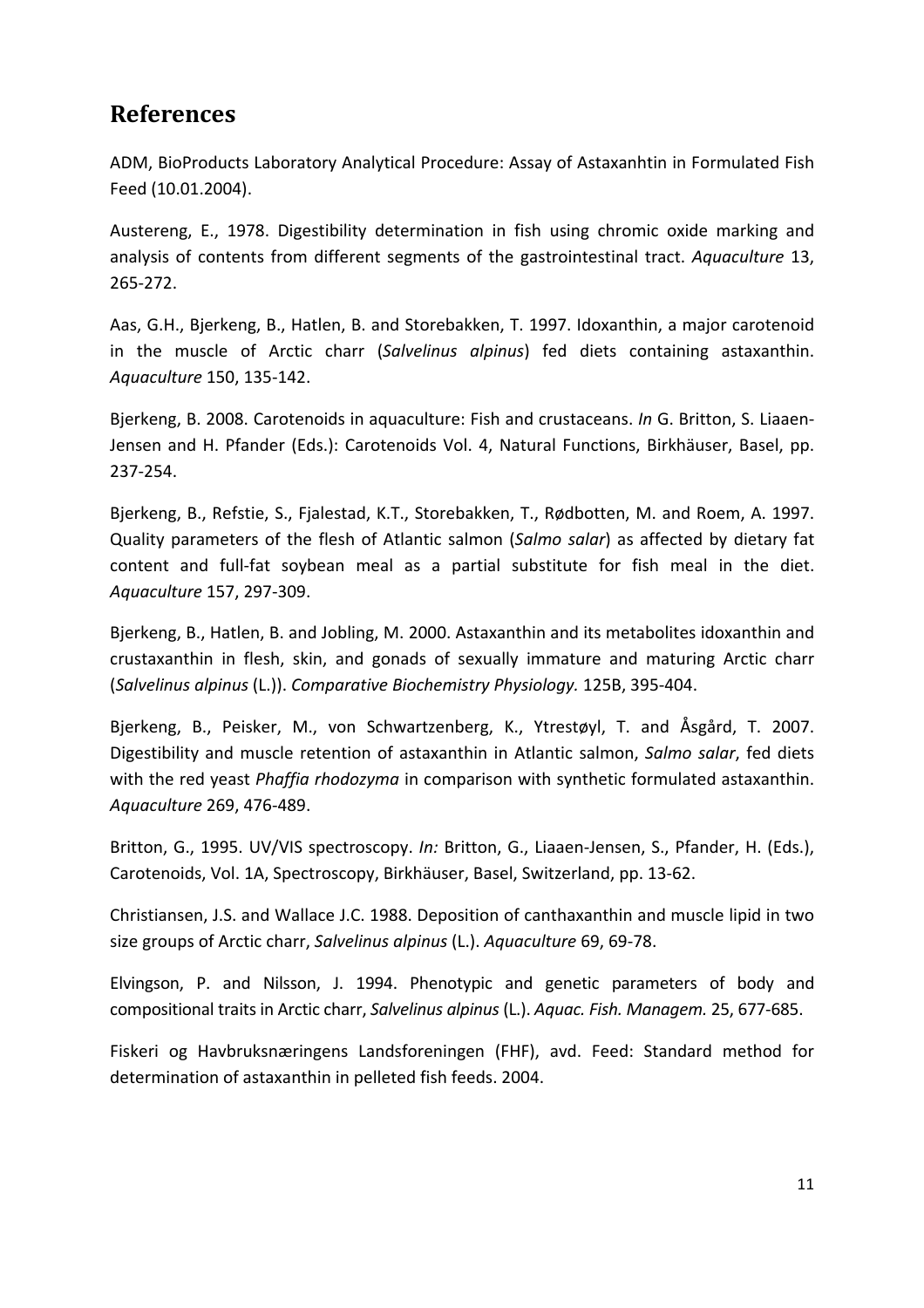## References

ADM, BioProducts Laboratory Analytical Procedure: Assay of Astaxanhtin in Formulated Fish Feed (10.01.2004).

Austereng, E., 1978. Digestibility determination in fish using chromic oxide marking and analysis of contents from different segments of the gastrointestinal tract. *Aquaculture* 13, 265-272.

Aas, G.H., Bjerkeng, B., Hatlen, B. and Storebakken, T. 1997. Idoxanthin, a major carotenoid in the muscle of Arctic charr (*Salvelinus alpinus*) fed diets containing astaxanthin. *Aquaculture* 150, 135-142.

Bjerkeng, B. 2008. Carotenoids in aquaculture: Fish and crustaceans. *In* G. Britton, S. Liaaen-Jensen and H. Pfander (Eds.): Carotenoids Vol. 4, Natural Functions, Birkhäuser, Basel, pp. 237-254.

Bjerkeng, B., Refstie, S., Fjalestad, K.T., Storebakken, T., Rødbotten, M. and Roem, A. 1997. Quality parameters of the flesh of Atlantic salmon (*Salmo salar*) as affected by dietary fat content and full-fat soybean meal as a partial substitute for fish meal in the diet. *Aquaculture* 157, 297-309.

Bjerkeng, B., Hatlen, B. and Jobling, M. 2000. Astaxanthin and its metabolites idoxanthin and crustaxanthin in flesh, skin, and gonads of sexually immature and maturing Arctic charr (*Salvelinus alpinus* (L.)). *Comparative Biochemistry Physiology.* 125B, 395-404.

Bjerkeng, B., Peisker, M., von Schwartzenberg, K., Ytrestøyl, T. and Åsgård, T. 2007. Digestibility and muscle retention of astaxanthin in Atlantic salmon, *Salmo salar*, fed diets with the red yeast *Phaffia rhodozyma* in comparison with synthetic formulated astaxanthin. *Aquaculture* 269, 476-489.

Britton, G., 1995. UV/VIS spectroscopy. *In:* Britton, G., Liaaen-Jensen, S., Pfander, H. (Eds.), Carotenoids, Vol. 1A, Spectroscopy, Birkhäuser, Basel, Switzerland, pp. 13-62.

Christiansen, J.S. and Wallace J.C. 1988. Deposition of canthaxanthin and muscle lipid in two size groups of Arctic charr, *Salvelinus alpinus* (L.). *Aquaculture* 69, 69-78.

Elvingson, P. and Nilsson, J. 1994. Phenotypic and genetic parameters of body and compositional traits in Arctic charr, *Salvelinus alpinus* (L.). *Aquac. Fish. Managem.* 25, 677-685.

Fiskeri og Havbruksnæringens Landsforeningen (FHF), avd. Feed: Standard method for determination of astaxanthin in pelleted fish feeds. 2004.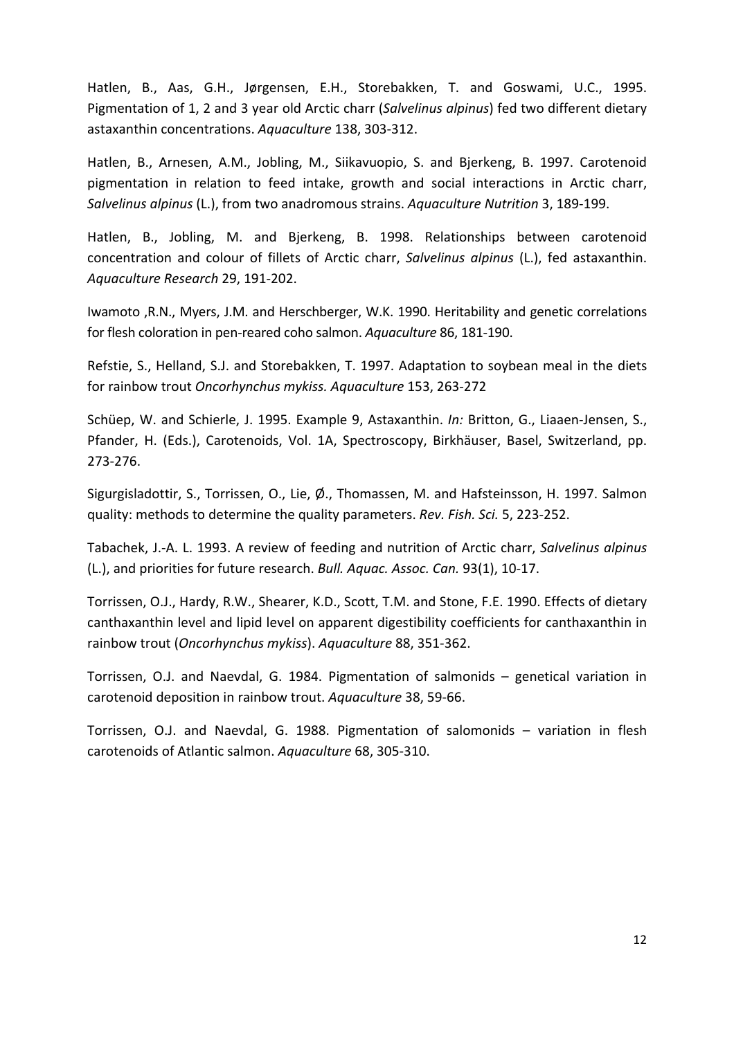Hatlen, B., Aas, G.H., Jørgensen, E.H., Storebakken, T. and Goswami, U.C., 1995. Pigmentation of 1, 2 and 3 year old Arctic charr (*Salvelinus alpinus*) fed two different dietary astaxanthin concentrations. *Aquaculture* 138, 303-312.

Hatlen, B., Arnesen, A.M., Jobling, M., Siikavuopio, S. and Bjerkeng, B. 1997. Carotenoid pigmentation in relation to feed intake, growth and social interactions in Arctic charr, *Salvelinus alpinus* (L.), from two anadromous strains. *Aquaculture Nutrition* 3, 189-199.

Hatlen, B., Jobling, M. and Bjerkeng, B. 1998. Relationships between carotenoid concentration and colour of fillets of Arctic charr, *Salvelinus alpinus* (L.), fed astaxanthin. *Aquaculture Research* 29, 191-202.

Iwamoto ,R.N., Myers, J.M. and Herschberger, W.K. 1990. Heritability and genetic correlations for flesh coloration in pen-reared coho salmon. *Aquaculture* 86, 181-190.

Refstie, S., Helland, S.J. and Storebakken, T. 1997. Adaptation to soybean meal in the diets for rainbow trout *Oncorhynchus mykiss. Aquaculture* 153, 263-272

Schüep, W. and Schierle, J. 1995. Example 9, Astaxanthin. *In:* Britton, G., Liaaen-Jensen, S., Pfander, H. (Eds.), Carotenoids, Vol. 1A, Spectroscopy, Birkhäuser, Basel, Switzerland, pp. 273-276.

Sigurgisladottir, S., Torrissen, O., Lie, Ø., Thomassen, M. and Hafsteinsson, H. 1997. Salmon quality: methods to determine the quality parameters. *Rev. Fish. Sci.* 5, 223-252.

Tabachek, J.-A. L. 1993. A review of feeding and nutrition of Arctic charr, *Salvelinus alpinus* (L.), and priorities for future research. *Bull. Aquac. Assoc. Can.* 93(1), 10-17.

Torrissen, O.J., Hardy, R.W., Shearer, K.D., Scott, T.M. and Stone, F.E. 1990. Effects of dietary canthaxanthin level and lipid level on apparent digestibility coefficients for canthaxanthin in rainbow trout (*Oncorhynchus mykiss*). *Aquaculture* 88, 351-362.

Torrissen, O.J. and Naevdal, G. 1984. Pigmentation of salmonids – genetical variation in carotenoid deposition in rainbow trout. *Aquaculture* 38, 59-66.

Torrissen, O.J. and Naevdal, G. 1988. Pigmentation of salomonids – variation in flesh carotenoids of Atlantic salmon. *Aquaculture* 68, 305-310.